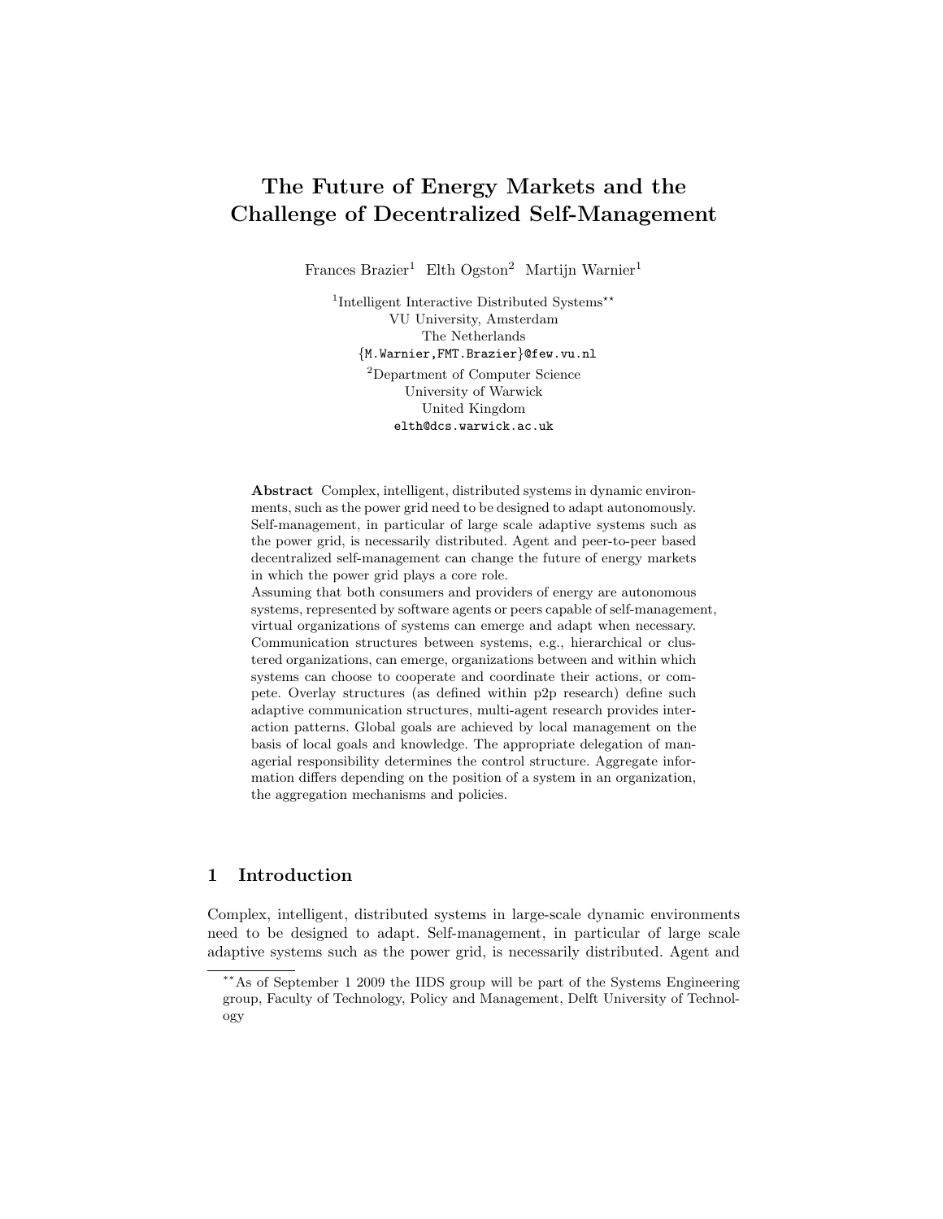# The Future of Energy Markets and the Challenge of Decentralized Self-Management

Frances Brazier[1] Elth Ogston[2] Martijn Warnier[1]

[1]Intelligent Interactive Distributed Systems[**]
VU University, Amsterdam
The Netherlands
{M.Warnier,FMT.Brazier}@few.vu.nl

[2]Department of Computer Science
University of Warwick
United Kingdom
elth@dcs.warwick.ac.uk

**Abstract** Complex, intelligent, distributed systems in dynamic environments, such as the power grid need to be designed to adapt autonomously. Self-management, in particular of large scale adaptive systems such as the power grid, is necessarily distributed. Agent and peer-to-peer based decentralized self-management can change the future of energy markets in which the power grid plays a core role.
Assuming that both consumers and providers of energy are autonomous systems, represented by software agents or peers capable of self-management, virtual organizations of systems can emerge and adapt when necessary. Communication structures between systems, e.g., hierarchical or clustered organizations, can emerge, organizations between and within which systems can choose to cooperate and coordinate their actions, or compete. Overlay structures (as defined within p2p research) define such adaptive communication structures, multi-agent research provides interaction patterns. Global goals are achieved by local management on the basis of local goals and knowledge. The appropriate delegation of managerial responsibility determines the control structure. Aggregate information differs depending on the position of a system in an organization, the aggregation mechanisms and policies.

## 1 Introduction

Complex, intelligent, distributed systems in large-scale dynamic environments need to be designed to adapt. Self-management, in particular of large scale adaptive systems such as the power grid, is necessarily distributed. Agent and

[**]As of September 1 2009 the IIDS group will be part of the Systems Engineering group, Faculty of Technology, Policy and Management, Delft University of Technology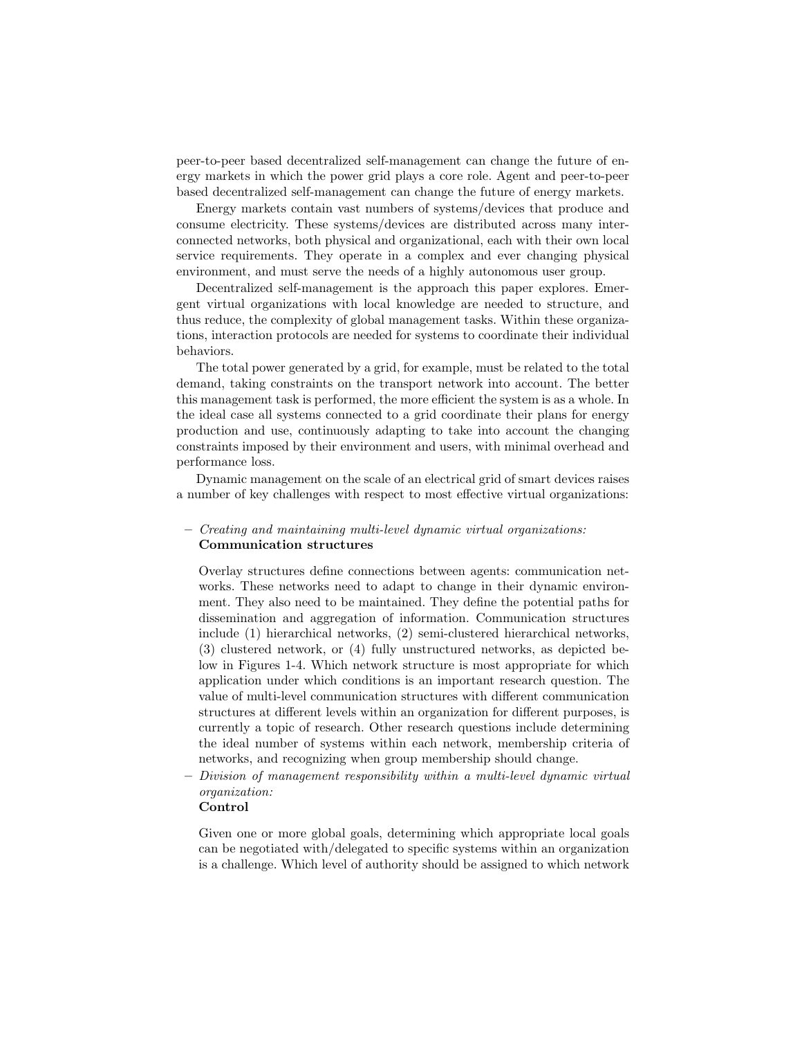peer-to-peer based decentralized self-management can change the future of energy markets in which the power grid plays a core role. Agent and peer-to-peer based decentralized self-management can change the future of energy markets.

Energy markets contain vast numbers of systems/devices that produce and consume electricity. These systems/devices are distributed across many interconnected networks, both physical and organizational, each with their own local service requirements. They operate in a complex and ever changing physical environment, and must serve the needs of a highly autonomous user group.

Decentralized self-management is the approach this paper explores. Emergent virtual organizations with local knowledge are needed to structure, and thus reduce, the complexity of global management tasks. Within these organizations, interaction protocols are needed for systems to coordinate their individual behaviors.

The total power generated by a grid, for example, must be related to the total demand, taking constraints on the transport network into account. The better this management task is performed, the more efficient the system is as a whole. In the ideal case all systems connected to a grid coordinate their plans for energy production and use, continuously adapting to take into account the changing constraints imposed by their environment and users, with minimal overhead and performance loss.

Dynamic management on the scale of an electrical grid of smart devices raises a number of key challenges with respect to most effective virtual organizations:

- *Creating and maintaining multi-level dynamic virtual organizations:*
  **Communication structures**

  Overlay structures define connections between agents: communication networks. These networks need to adapt to change in their dynamic environment. They also need to be maintained. They define the potential paths for dissemination and aggregation of information. Communication structures include (1) hierarchical networks, (2) semi-clustered hierarchical networks, (3) clustered network, or (4) fully unstructured networks, as depicted below in Figures 1-4. Which network structure is most appropriate for which application under which conditions is an important research question. The value of multi-level communication structures with different communication structures at different levels within an organization for different purposes, is currently a topic of research. Other research questions include determining the ideal number of systems within each network, membership criteria of networks, and recognizing when group membership should change.

- *Division of management responsibility within a multi-level dynamic virtual organization:*
  **Control**

  Given one or more global goals, determining which appropriate local goals can be negotiated with/delegated to specific systems within an organization is a challenge. Which level of authority should be assigned to which network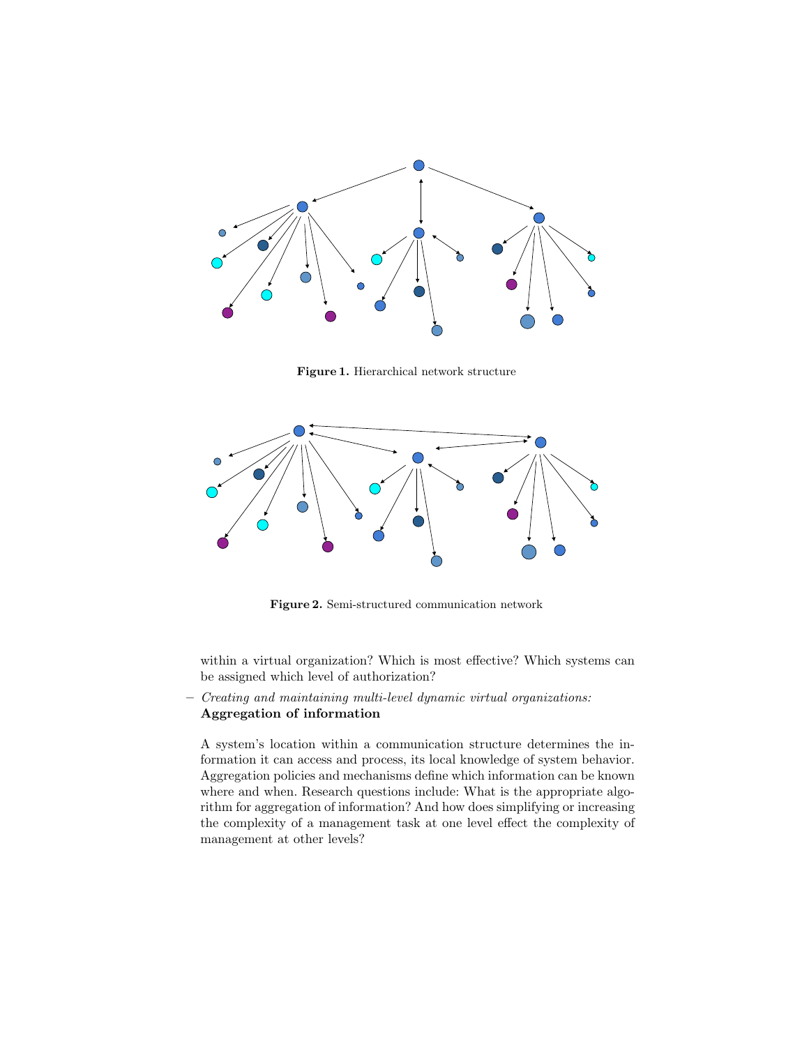**Figure 1.** Hierarchical network structure

**Figure 2.** Semi-structured communication network

within a virtual organization? Which is most effective? Which systems can be assigned which level of authorization?

– *Creating and maintaining multi-level dynamic virtual organizations:* **Aggregation of information**

A system's location within a communication structure determines the information it can access and process, its local knowledge of system behavior. Aggregation policies and mechanisms define which information can be known where and when. Research questions include: What is the appropriate algorithm for aggregation of information? And how does simplifying or increasing the complexity of a management task at one level effect the complexity of management at other levels?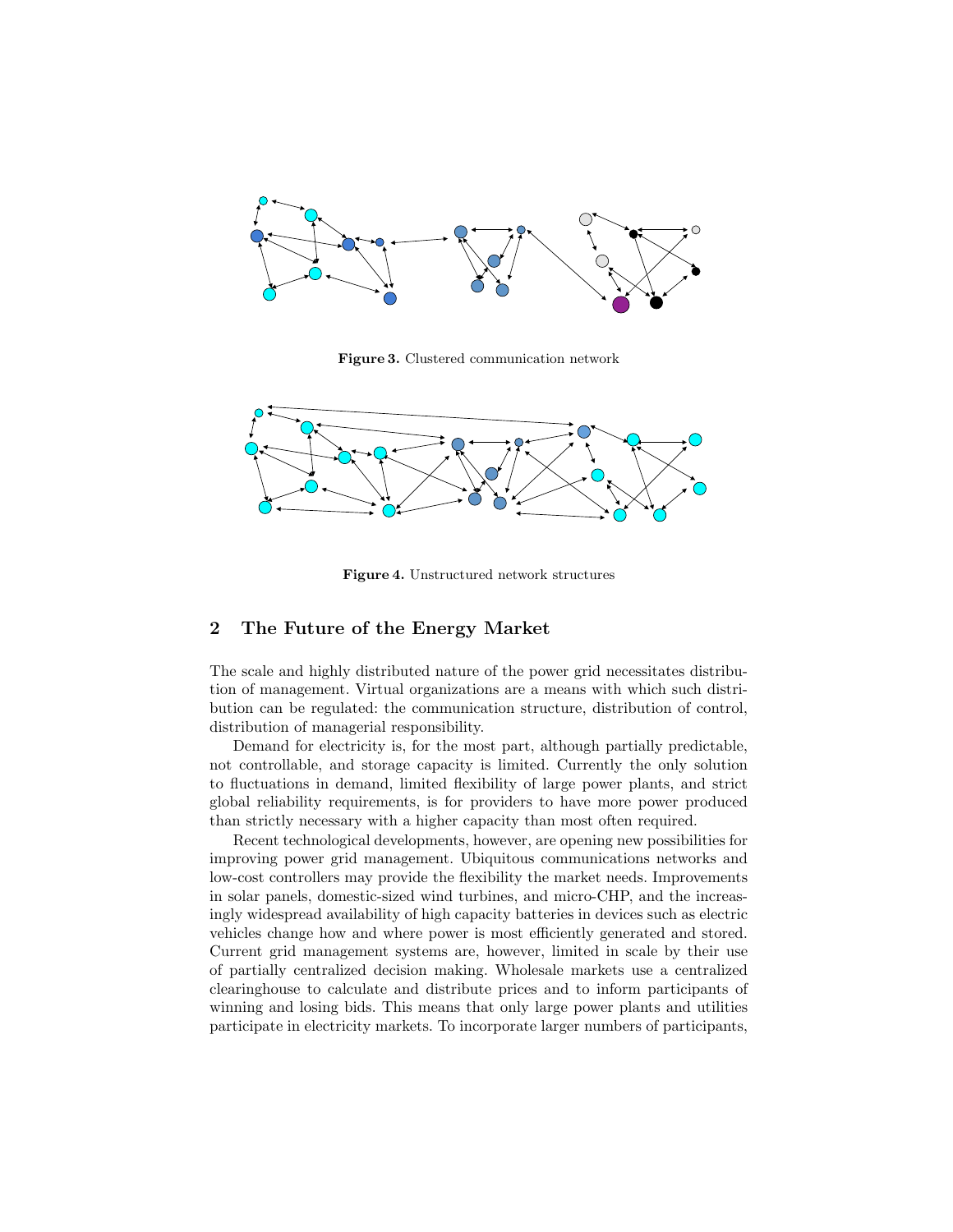**Figure 3.** Clustered communication network

**Figure 4.** Unstructured network structures

## 2 The Future of the Energy Market

The scale and highly distributed nature of the power grid necessitates distribution of management. Virtual organizations are a means with which such distribution can be regulated: the communication structure, distribution of control, distribution of managerial responsibility.

Demand for electricity is, for the most part, although partially predictable, not controllable, and storage capacity is limited. Currently the only solution to fluctuations in demand, limited flexibility of large power plants, and strict global reliability requirements, is for providers to have more power produced than strictly necessary with a higher capacity than most often required.

Recent technological developments, however, are opening new possibilities for improving power grid management. Ubiquitous communications networks and low-cost controllers may provide the flexibility the market needs. Improvements in solar panels, domestic-sized wind turbines, and micro-CHP, and the increasingly widespread availability of high capacity batteries in devices such as electric vehicles change how and where power is most efficiently generated and stored. Current grid management systems are, however, limited in scale by their use of partially centralized decision making. Wholesale markets use a centralized clearinghouse to calculate and distribute prices and to inform participants of winning and losing bids. This means that only large power plants and utilities participate in electricity markets. To incorporate larger numbers of participants,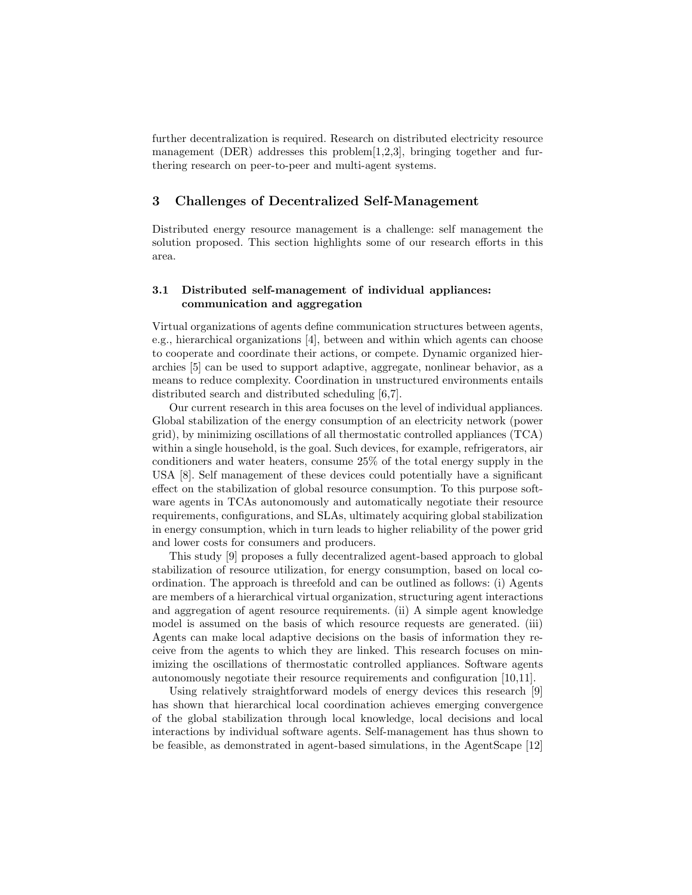further decentralization is required. Research on distributed electricity resource management (DER) addresses this problem[1,2,3], bringing together and furthering research on peer-to-peer and multi-agent systems.

## 3 Challenges of Decentralized Self-Management

Distributed energy resource management is a challenge: self management the solution proposed. This section highlights some of our research efforts in this area.

### 3.1 Distributed self-management of individual appliances: communication and aggregation

Virtual organizations of agents define communication structures between agents, e.g., hierarchical organizations [4], between and within which agents can choose to cooperate and coordinate their actions, or compete. Dynamic organized hierarchies [5] can be used to support adaptive, aggregate, nonlinear behavior, as a means to reduce complexity. Coordination in unstructured environments entails distributed search and distributed scheduling [6,7].

Our current research in this area focuses on the level of individual appliances. Global stabilization of the energy consumption of an electricity network (power grid), by minimizing oscillations of all thermostatic controlled appliances (TCA) within a single household, is the goal. Such devices, for example, refrigerators, air conditioners and water heaters, consume 25% of the total energy supply in the USA [8]. Self management of these devices could potentially have a significant effect on the stabilization of global resource consumption. To this purpose software agents in TCAs autonomously and automatically negotiate their resource requirements, configurations, and SLAs, ultimately acquiring global stabilization in energy consumption, which in turn leads to higher reliability of the power grid and lower costs for consumers and producers.

This study [9] proposes a fully decentralized agent-based approach to global stabilization of resource utilization, for energy consumption, based on local coordination. The approach is threefold and can be outlined as follows: (i) Agents are members of a hierarchical virtual organization, structuring agent interactions and aggregation of agent resource requirements. (ii) A simple agent knowledge model is assumed on the basis of which resource requests are generated. (iii) Agents can make local adaptive decisions on the basis of information they receive from the agents to which they are linked. This research focuses on minimizing the oscillations of thermostatic controlled appliances. Software agents autonomously negotiate their resource requirements and configuration [10,11].

Using relatively straightforward models of energy devices this research [9] has shown that hierarchical local coordination achieves emerging convergence of the global stabilization through local knowledge, local decisions and local interactions by individual software agents. Self-management has thus shown to be feasible, as demonstrated in agent-based simulations, in the AgentScape [12]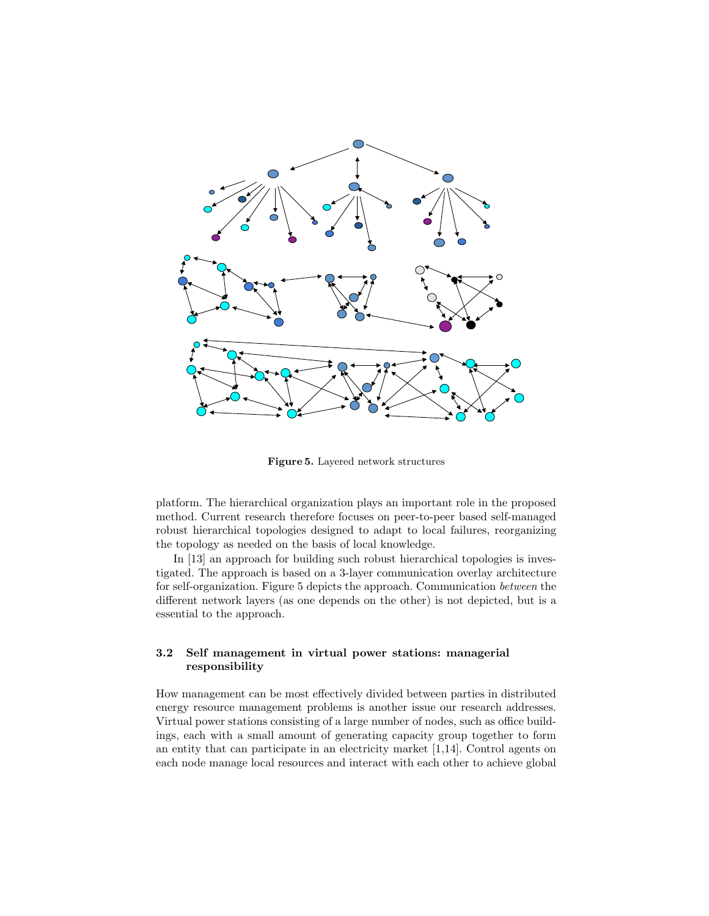**Figure 5.** Layered network structures

platform. The hierarchical organization plays an important role in the proposed method. Current research therefore focuses on peer-to-peer based self-managed robust hierarchical topologies designed to adapt to local failures, reorganizing the topology as needed on the basis of local knowledge.

In [13] an approach for building such robust hierarchical topologies is investigated. The approach is based on a 3-layer communication overlay architecture for self-organization. Figure 5 depicts the approach. Communication *between* the different network layers (as one depends on the other) is not depicted, but is a essential to the approach.

### 3.2 Self management in virtual power stations: managerial responsibility

How management can be most effectively divided between parties in distributed energy resource management problems is another issue our research addresses. Virtual power stations consisting of a large number of nodes, such as office buildings, each with a small amount of generating capacity group together to form an entity that can participate in an electricity market [1,14]. Control agents on each node manage local resources and interact with each other to achieve global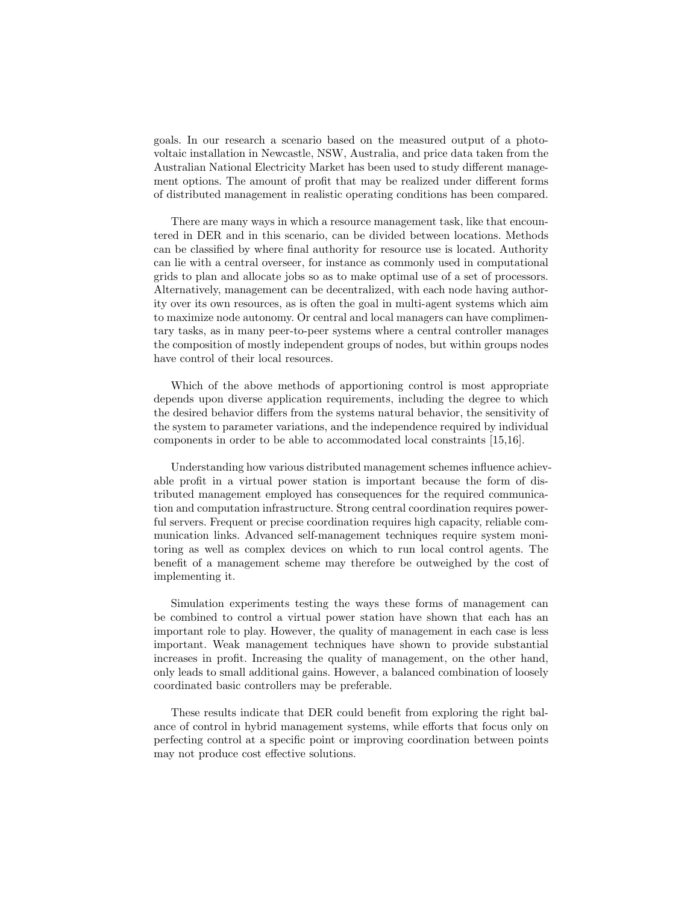goals. In our research a scenario based on the measured output of a photovoltaic installation in Newcastle, NSW, Australia, and price data taken from the Australian National Electricity Market has been used to study different management options. The amount of profit that may be realized under different forms of distributed management in realistic operating conditions has been compared.

There are many ways in which a resource management task, like that encountered in DER and in this scenario, can be divided between locations. Methods can be classified by where final authority for resource use is located. Authority can lie with a central overseer, for instance as commonly used in computational grids to plan and allocate jobs so as to make optimal use of a set of processors. Alternatively, management can be decentralized, with each node having authority over its own resources, as is often the goal in multi-agent systems which aim to maximize node autonomy. Or central and local managers can have complimentary tasks, as in many peer-to-peer systems where a central controller manages the composition of mostly independent groups of nodes, but within groups nodes have control of their local resources.

Which of the above methods of apportioning control is most appropriate depends upon diverse application requirements, including the degree to which the desired behavior differs from the systems natural behavior, the sensitivity of the system to parameter variations, and the independence required by individual components in order to be able to accommodated local constraints [15,16].

Understanding how various distributed management schemes influence achievable profit in a virtual power station is important because the form of distributed management employed has consequences for the required communication and computation infrastructure. Strong central coordination requires powerful servers. Frequent or precise coordination requires high capacity, reliable communication links. Advanced self-management techniques require system monitoring as well as complex devices on which to run local control agents. The benefit of a management scheme may therefore be outweighed by the cost of implementing it.

Simulation experiments testing the ways these forms of management can be combined to control a virtual power station have shown that each has an important role to play. However, the quality of management in each case is less important. Weak management techniques have shown to provide substantial increases in profit. Increasing the quality of management, on the other hand, only leads to small additional gains. However, a balanced combination of loosely coordinated basic controllers may be preferable.

These results indicate that DER could benefit from exploring the right balance of control in hybrid management systems, while efforts that focus only on perfecting control at a specific point or improving coordination between points may not produce cost effective solutions.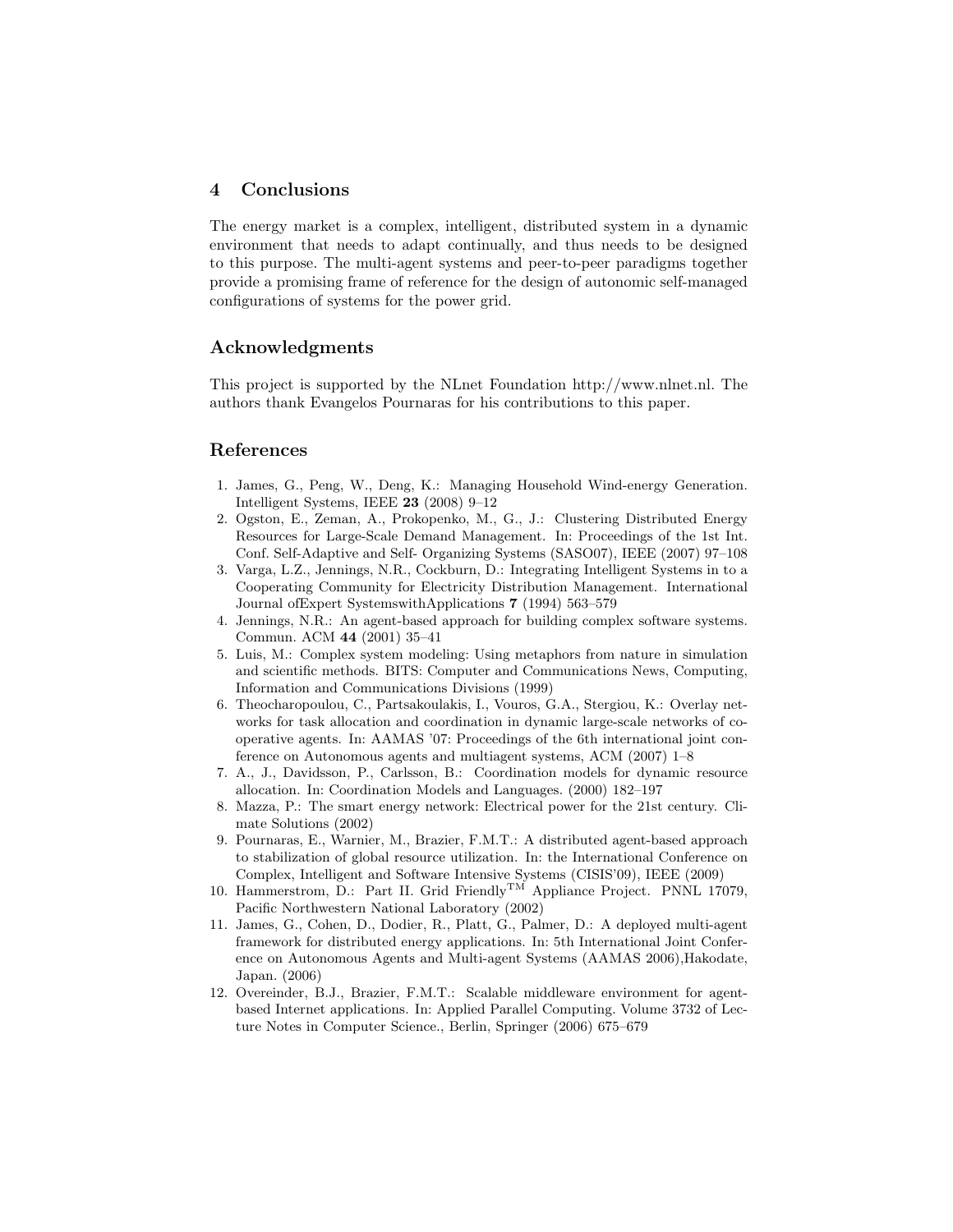## 4 Conclusions

The energy market is a complex, intelligent, distributed system in a dynamic environment that needs to adapt continually, and thus needs to be designed to this purpose. The multi-agent systems and peer-to-peer paradigms together provide a promising frame of reference for the design of autonomic self-managed configurations of systems for the power grid.

## Acknowledgments

This project is supported by the NLnet Foundation http://www.nlnet.nl. The authors thank Evangelos Pournaras for his contributions to this paper.

## References

1. James, G., Peng, W., Deng, K.: Managing Household Wind-energy Generation. Intelligent Systems, IEEE **23** (2008) 9–12
2. Ogston, E., Zeman, A., Prokopenko, M., G., J.: Clustering Distributed Energy Resources for Large-Scale Demand Management. In: Proceedings of the 1st Int. Conf. Self-Adaptive and Self- Organizing Systems (SASO07), IEEE (2007) 97–108
3. Varga, L.Z., Jennings, N.R., Cockburn, D.: Integrating Intelligent Systems in to a Cooperating Community for Electricity Distribution Management. International Journal ofExpert SystemswithApplications **7** (1994) 563–579
4. Jennings, N.R.: An agent-based approach for building complex software systems. Commun. ACM **44** (2001) 35–41
5. Luis, M.: Complex system modeling: Using metaphors from nature in simulation and scientific methods. BITS: Computer and Communications News, Computing, Information and Communications Divisions (1999)
6. Theocharopoulou, C., Partsakoulakis, I., Vouros, G.A., Stergiou, K.: Overlay networks for task allocation and coordination in dynamic large-scale networks of cooperative agents. In: AAMAS '07: Proceedings of the 6th international joint conference on Autonomous agents and multiagent systems, ACM (2007) 1–8
7. A., J., Davidsson, P., Carlsson, B.: Coordination models for dynamic resource allocation. In: Coordination Models and Languages. (2000) 182–197
8. Mazza, P.: The smart energy network: Electrical power for the 21st century. Climate Solutions (2002)
9. Pournaras, E., Warnier, M., Brazier, F.M.T.: A distributed agent-based approach to stabilization of global resource utilization. In: the International Conference on Complex, Intelligent and Software Intensive Systems (CISIS'09), IEEE (2009)
10. Hammerstrom, D.: Part II. Grid Friendly™ Appliance Project. PNNL 17079, Pacific Northwestern National Laboratory (2002)
11. James, G., Cohen, D., Dodier, R., Platt, G., Palmer, D.: A deployed multi-agent framework for distributed energy applications. In: 5th International Joint Conference on Autonomous Agents and Multi-agent Systems (AAMAS 2006),Hakodate, Japan. (2006)
12. Overeinder, B.J., Brazier, F.M.T.: Scalable middleware environment for agent-based Internet applications. In: Applied Parallel Computing. Volume 3732 of Lecture Notes in Computer Science., Berlin, Springer (2006) 675–679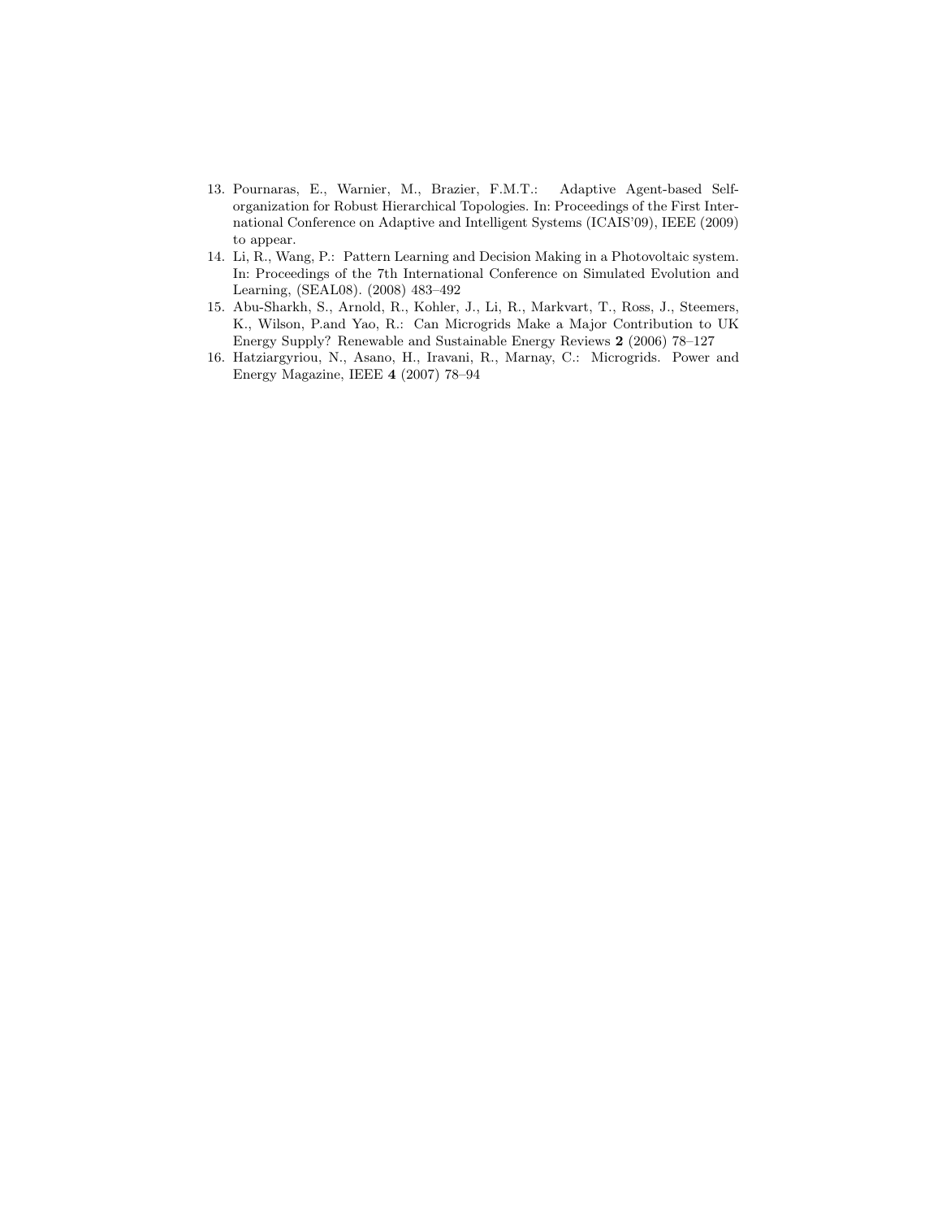13. Pournaras, E., Warnier, M., Brazier, F.M.T.: Adaptive Agent-based Self-organization for Robust Hierarchical Topologies. In: Proceedings of the First International Conference on Adaptive and Intelligent Systems (ICAIS'09), IEEE (2009) to appear.
14. Li, R., Wang, P.: Pattern Learning and Decision Making in a Photovoltaic system. In: Proceedings of the 7th International Conference on Simulated Evolution and Learning, (SEAL08). (2008) 483–492
15. Abu-Sharkh, S., Arnold, R., Kohler, J., Li, R., Markvart, T., Ross, J., Steemers, K., Wilson, P.and Yao, R.: Can Microgrids Make a Major Contribution to UK Energy Supply? Renewable and Sustainable Energy Reviews **2** (2006) 78–127
16. Hatziargyriou, N., Asano, H., Iravani, R., Marnay, C.: Microgrids. Power and Energy Magazine, IEEE **4** (2007) 78–94